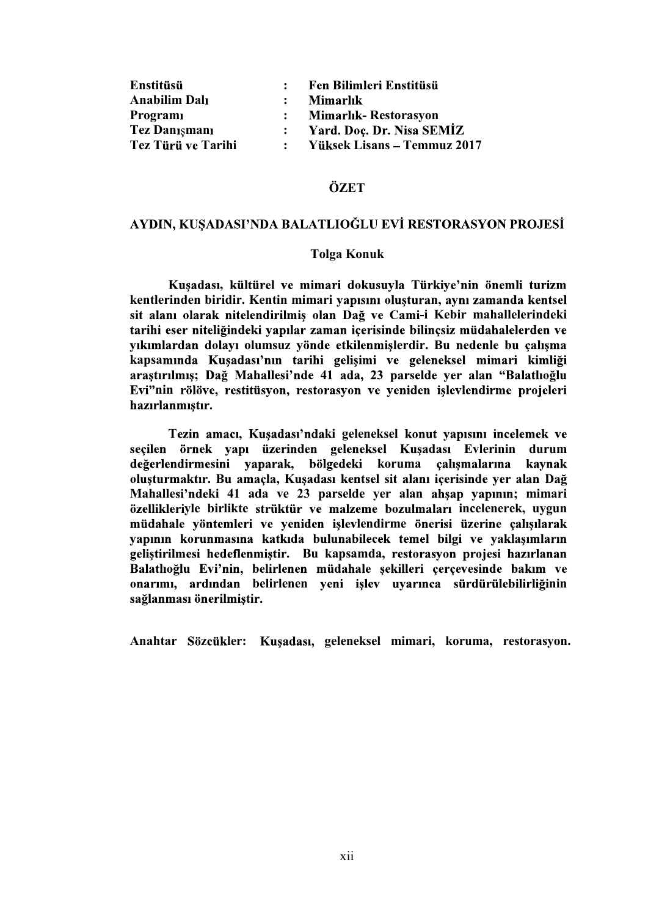| | | |
|---|---|---|
| **Enstitüsü** | **:** | **Fen Bilimleri Enstitüsü** |
| **Anabilim Dalı** | **:** | **Mimarlık** |
| **Programı** | **:** | **Mimarlık- Restorasyon** |
| **Tez Danışmanı** | **:** | **Yard. Doç. Dr. Nisa SEMİZ** |
| **Tez Türü ve Tarihi** | **:** | **Yüksek Lisans – Temmuz 2017** |

# ÖZET

## AYDIN, KUŞADASI'NDA BALATLIOĞLU EVİ RESTORASYON PROJESİ

**Tolga Konuk**

**Kuşadası, kültürel ve mimari dokusuyla Türkiye'nin önemli turizm kentlerinden biridir. Kentin mimari yapısını oluşturan, aynı zamanda kentsel sit alanı olarak nitelendirilmiş olan Dağ ve Cami-i Kebir mahallelerindeki tarihi eser niteliğindeki yapılar zaman içerisinde bilinçsiz müdahalelerden ve yıkımlardan dolayı olumsuz yönde etkilenmişlerdir. Bu nedenle bu çalışma kapsamında Kuşadası'nın tarihi gelişimi ve geleneksel mimari kimliği araştırılmış; Dağ Mahallesi'nde 41 ada, 23 parselde yer alan "Balatlıoğlu Evi"nin rölöve, restitüsyon, restorasyon ve yeniden işlevlendirme projeleri hazırlanmıştır.**

**Tezin amacı, Kuşadası'ndaki geleneksel konut yapısını incelemek ve seçilen örnek yapı üzerinden geleneksel Kuşadası Evlerinin durum değerlendirmesini yaparak, bölgedeki koruma çalışmalarına kaynak oluşturmaktır. Bu amaçla, Kuşadası kentsel sit alanı içerisinde yer alan Dağ Mahallesi'ndeki 41 ada ve 23 parselde yer alan ahşap yapının; mimari özellikleriyle birlikte strüktür ve malzeme bozulmaları incelenerek, uygun müdahale yöntemleri ve yeniden işlevlendirme önerisi üzerine çalışılarak yapının korunmasına katkıda bulunabilecek temel bilgi ve yaklaşımların geliştirilmesi hedeflenmiştir. Bu kapsamda, restorasyon projesi hazırlanan Balatlıoğlu Evi'nin, belirlenen müdahale şekilleri çerçevesinde bakım ve onarımı, ardından belirlenen yeni işlev uyarınca sürdürülebilirliğinin sağlanması önerilmiştir.**

**Anahtar Sözcükler: Kuşadası, geleneksel mimari, koruma, restorasyon.**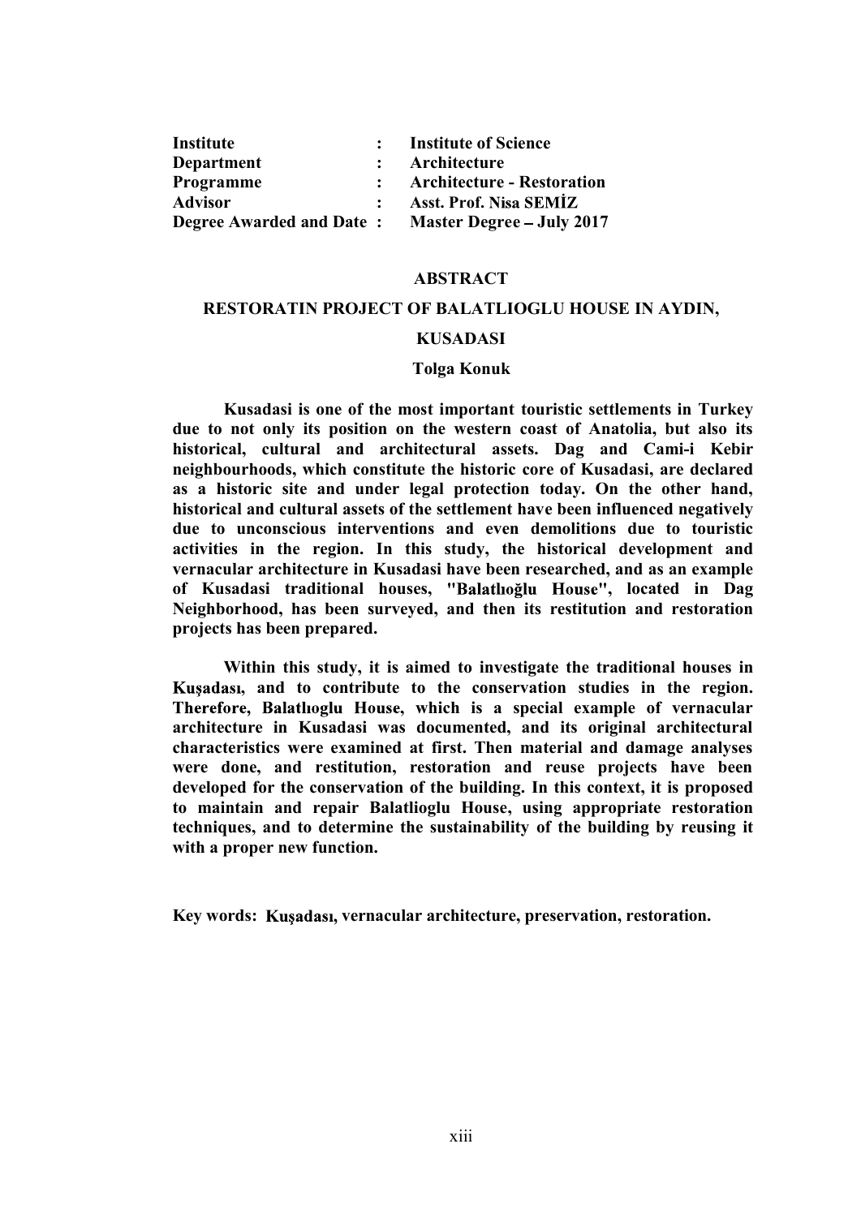| | | |
|---|---|---|
| **Institute** | **:** | **Institute of Science** |
| **Department** | **:** | **Architecture** |
| **Programme** | **:** | **Architecture - Restoration** |
| **Advisor** | **:** | **Asst. Prof. Nisa SEMİZ** |
| **Degree Awarded and Date** | **:** | **Master Degree – July 2017** |

## ABSTRACT

## RESTORATIN PROJECT OF BALATLIOGLU HOUSE IN AYDIN, KUSADASI

**Tolga Konuk**

**Kusadasi is one of the most important touristic settlements in Turkey due to not only its position on the western coast of Anatolia, but also its historical, cultural and architectural assets. Dag and Cami-i Kebir neighbourhoods, which constitute the historic core of Kusadasi, are declared as a historic site and under legal protection today. On the other hand, historical and cultural assets of the settlement have been influenced negatively due to unconscious interventions and even demolitions due to touristic activities in the region. In this study, the historical development and vernacular architecture in Kusadasi have been researched, and as an example of Kusadasi traditional houses, "Balatlıoğlu House", located in Dag Neighborhood, has been surveyed, and then its restitution and restoration projects has been prepared.**

**Within this study, it is aimed to investigate the traditional houses in Kuşadası, and to contribute to the conservation studies in the region. Therefore, Balatlıoglu House, which is a special example of vernacular architecture in Kusadasi was documented, and its original architectural characteristics were examined at first. Then material and damage analyses were done, and restitution, restoration and reuse projects have been developed for the conservation of the building. In this context, it is proposed to maintain and repair Balatlioglu House, using appropriate restoration techniques, and to determine the sustainability of the building by reusing it with a proper new function.**

**Key words: Kuşadası, vernacular architecture, preservation, restoration.**